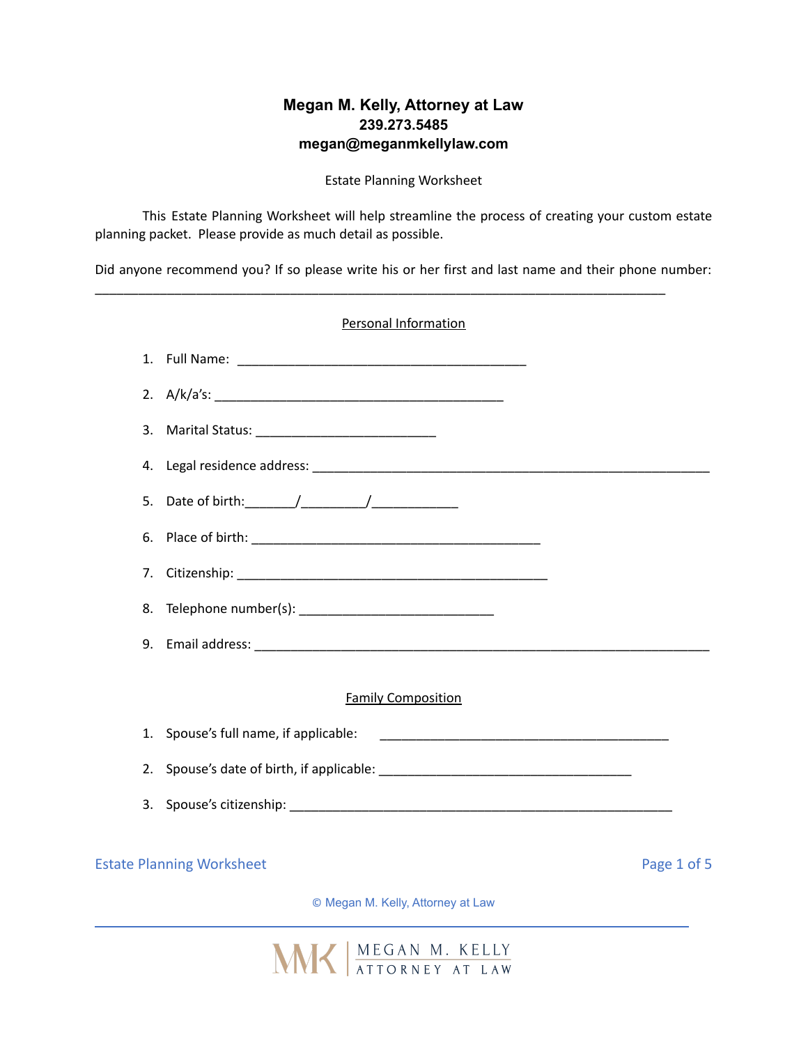**Megan M. Kelly, Attorney at Law**
**239.273.5485**
**megan@meganmkellylaw.com**

Estate Planning Worksheet

This Estate Planning Worksheet will help streamline the process of creating your custom estate planning packet. Please provide as much detail as possible.

Did anyone recommend you? If so please write his or her first and last name and their phone number: ________________________________________________________________________________

Personal Information

1. Full Name: ________________________________________
2. A/k/a's: ________________________________________
3. Marital Status: _________________________
4. Legal residence address: ________________________________________________________
5. Date of birth:_______/_________/____________
6. Place of birth: ________________________________________
7. Citizenship: ___________________________________________
8. Telephone number(s): ___________________________
9. Email address: ________________________________________________________________

Family Composition

1. Spouse's full name, if applicable: ________________________________________
2. Spouse's date of birth, if applicable: ___________________________________
3. Spouse's citizenship: _____________________________________________________

© Megan M. Kelly, Attorney at Law

MEGAN M. KELLY ATTORNEY AT LAW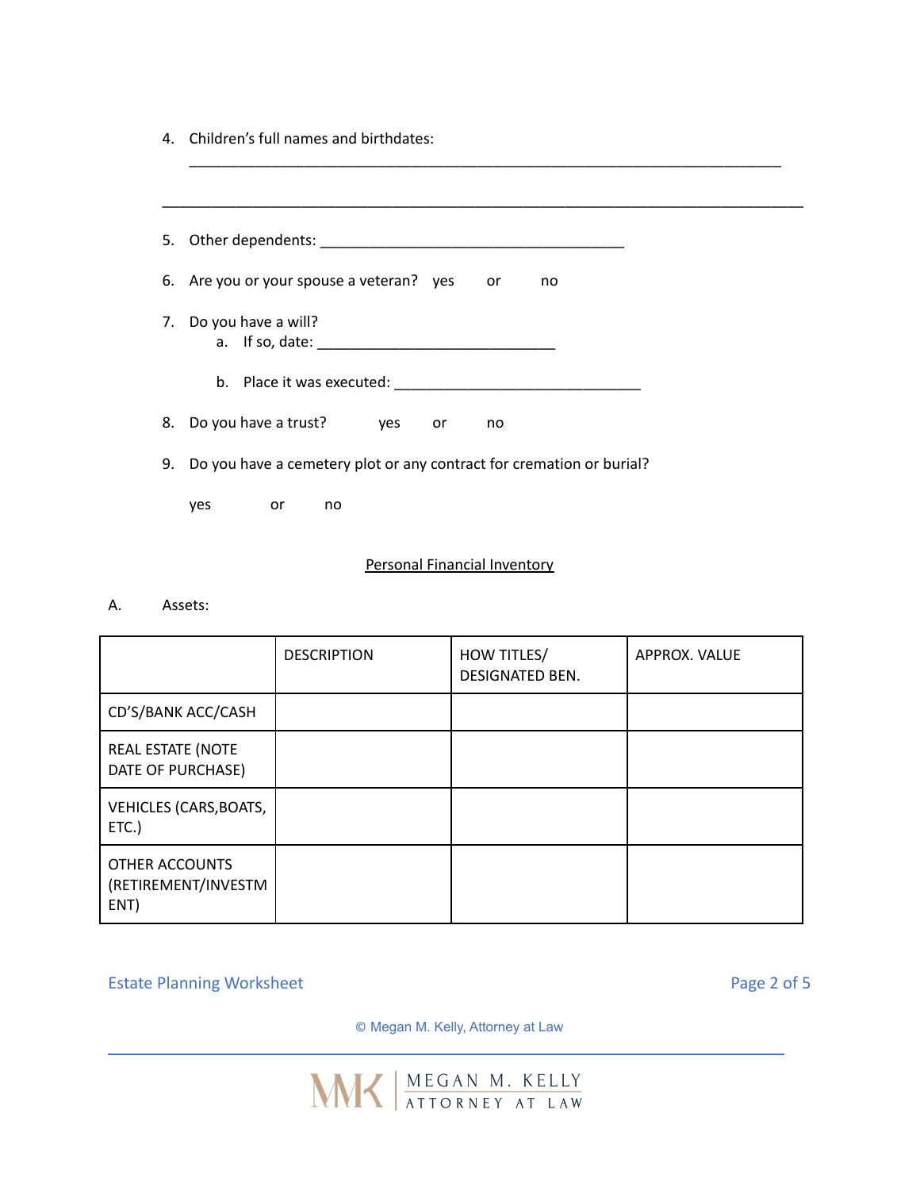4. Children's full names and birthdates:

   ______________________________________________________________________________

______________________________________________________________________________

5. Other dependents: ________________________________________

6. Are you or your spouse a veteran? yes or no

7. Do you have a will?
   a. If so, date: _______________________________

   b. Place it was executed: ________________________________

8. Do you have a trust? yes or no

9. Do you have a cemetery plot or any contract for cremation or burial?

   yes or no

<u>Personal Financial Inventory</u>

A. Assets:

| | DESCRIPTION | HOW TITLES/ DESIGNATED BEN. | APPROX. VALUE |
|---|---|---|---|
| CD'S/BANK ACC/CASH | | | |
| REAL ESTATE (NOTE DATE OF PURCHASE) | | | |
| VEHICLES (CARS,BOATS, ETC.) | | | |
| OTHER ACCOUNTS (RETIREMENT/INVESTMENT) | | | |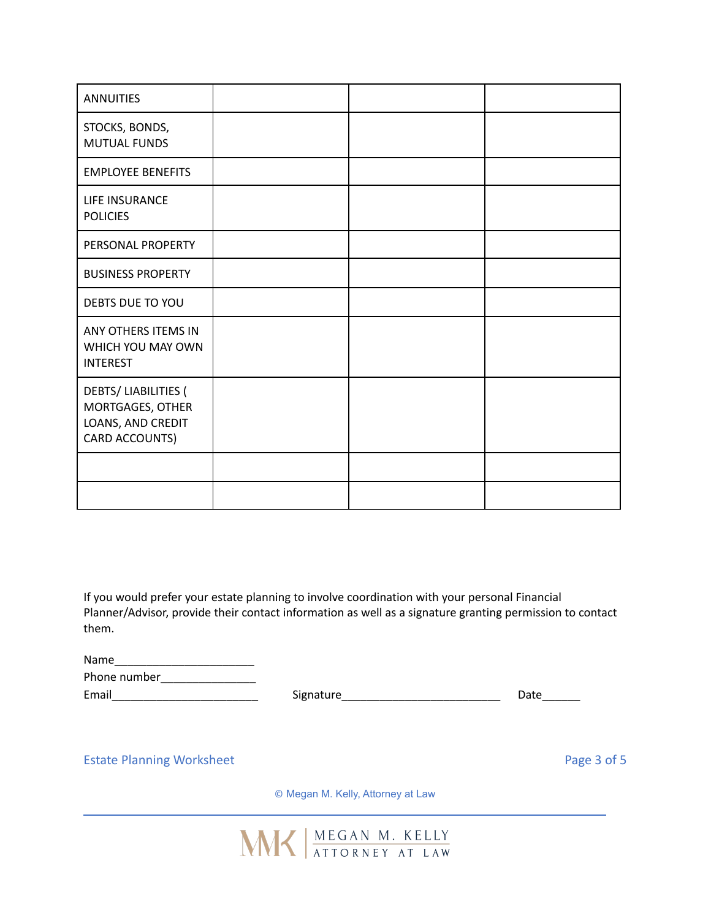| | | | |
|---|---|---|---|
| ANNUITIES | | | |
| STOCKS, BONDS, MUTUAL FUNDS | | | |
| EMPLOYEE BENEFITS | | | |
| LIFE INSURANCE POLICIES | | | |
| PERSONAL PROPERTY | | | |
| BUSINESS PROPERTY | | | |
| DEBTS DUE TO YOU | | | |
| ANY OTHERS ITEMS IN WHICH YOU MAY OWN INTEREST | | | |
| DEBTS/ LIABILITIES ( MORTGAGES, OTHER LOANS, AND CREDIT CARD ACCOUNTS) | | | |
| | | | |
| | | | |

If you would prefer your estate planning to involve coordination with your personal Financial Planner/Advisor, provide their contact information as well as a signature granting permission to contact them.

Name______________________

Phone number_______________

Email________________________ Signature_________________________ Date______

© Megan M. Kelly, Attorney at Law

MMK | MEGAN M. KELLY ATTORNEY AT LAW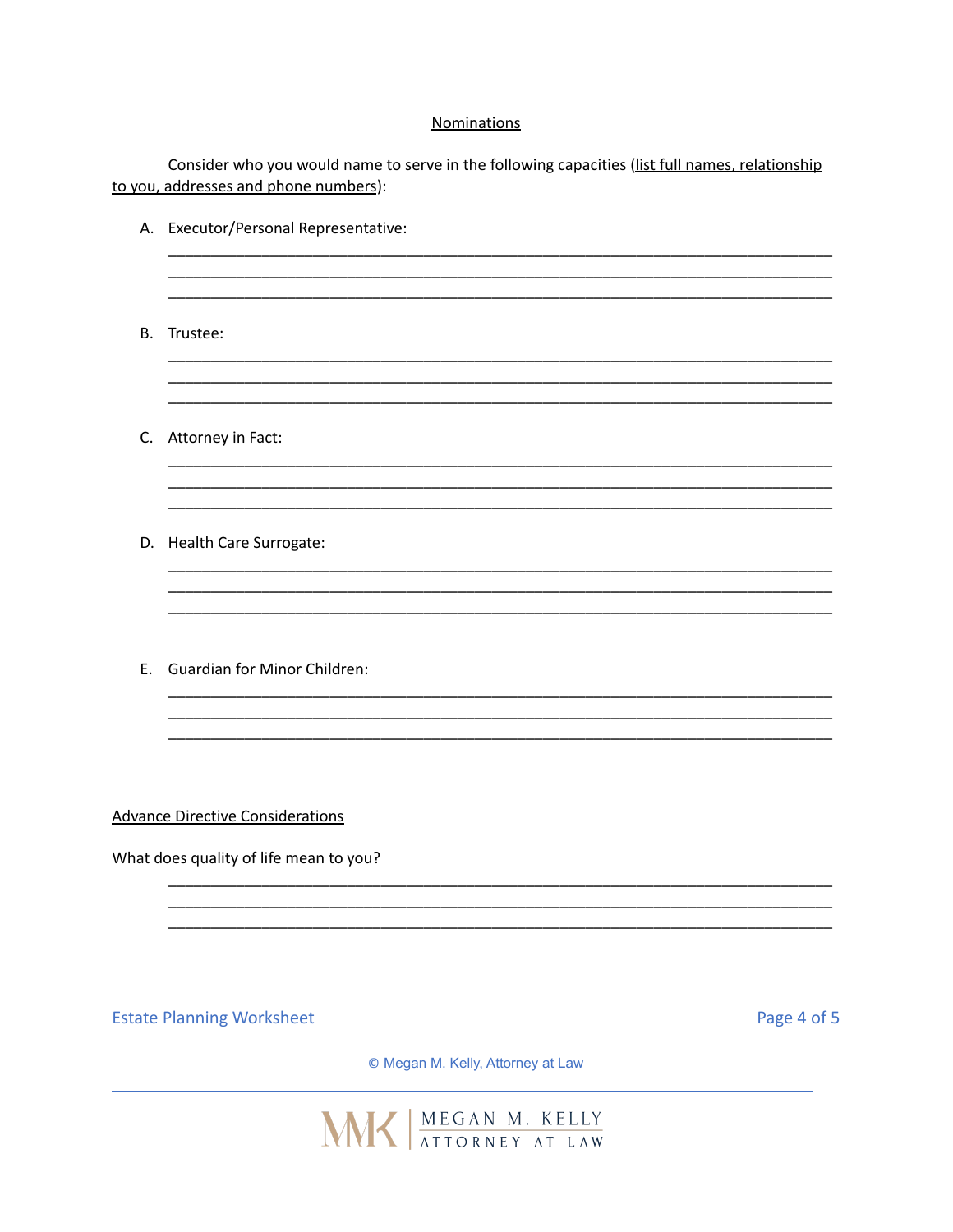## Nominations

Consider who you would name to serve in the following capacities (list full names, relationship to you, addresses and phone numbers):

A. Executor/Personal Representative:

_______________________________________________________________________________
_______________________________________________________________________________
_______________________________________________________________________________

B. Trustee:

_______________________________________________________________________________
_______________________________________________________________________________
_______________________________________________________________________________

C. Attorney in Fact:

_______________________________________________________________________________
_______________________________________________________________________________
_______________________________________________________________________________

D. Health Care Surrogate:

_______________________________________________________________________________
_______________________________________________________________________________
_______________________________________________________________________________

E. Guardian for Minor Children:

_______________________________________________________________________________
_______________________________________________________________________________
_______________________________________________________________________________

## Advance Directive Considerations

What does quality of life mean to you?

_______________________________________________________________________________
_______________________________________________________________________________
_______________________________________________________________________________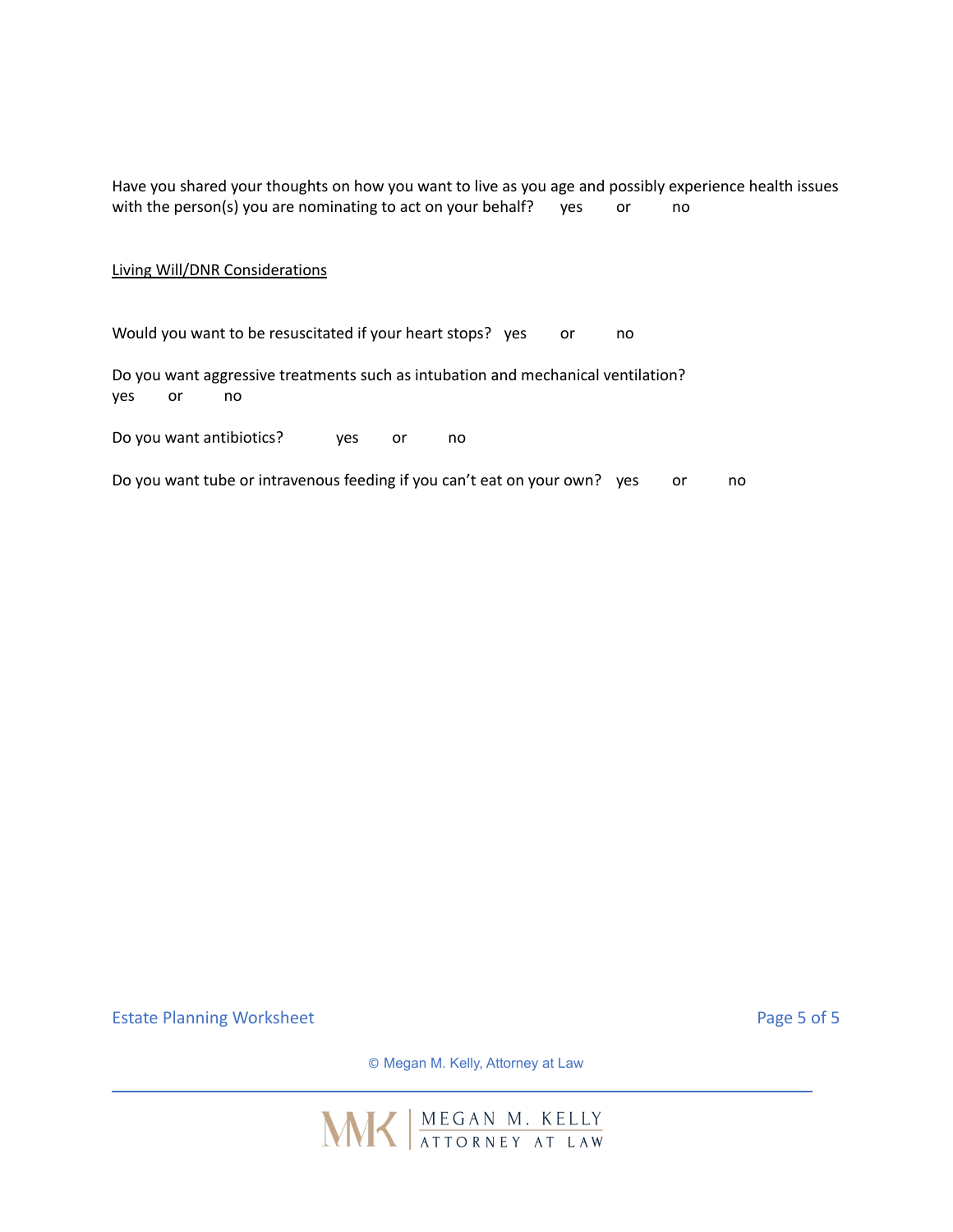Have you shared your thoughts on how you want to live as you age and possibly experience health issues with the person(s) you are nominating to act on your behalf? yes or no

Living Will/DNR Considerations

Would you want to be resuscitated if your heart stops? yes or no

Do you want aggressive treatments such as intubation and mechanical ventilation? yes or no

Do you want antibiotics? yes or no

Do you want tube or intravenous feeding if you can't eat on your own? yes or no